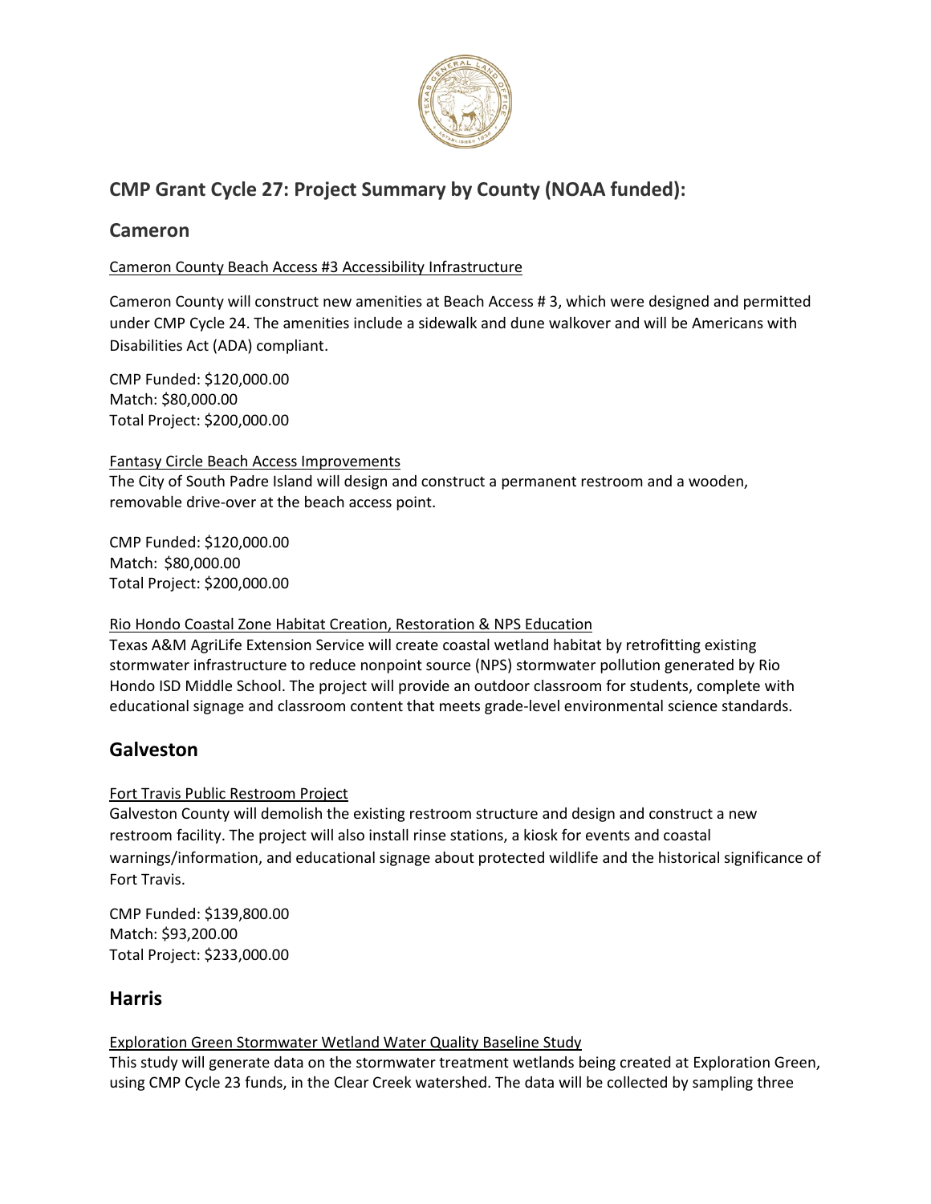## CMP Grant Cycle 27: Project Summary by County (NOAA funded):

## Cameron

Cameron County Beach Access #3 Accessibility Infrastructure

Cameron County will construct new amenities at Beach Access # 3, which were designed and permitted under CMP Cycle 24. The amenities include a sidewalk and dune walkover and will be Americans with Disabilities Act (ADA) compliant.

CMP Funded: $120,000.00
Match: $80,000.00
Total Project: $200,000.00

Fantasy Circle Beach Access Improvements

The City of South Padre Island will design and construct a permanent restroom and a wooden, removable drive-over at the beach access point.

CMP Funded: $120,000.00
Match: $80,000.00
Total Project: $200,000.00

Rio Hondo Coastal Zone Habitat Creation, Restoration & NPS Education

Texas A&M AgriLife Extension Service will create coastal wetland habitat by retrofitting existing stormwater infrastructure to reduce nonpoint source (NPS) stormwater pollution generated by Rio Hondo ISD Middle School. The project will provide an outdoor classroom for students, complete with educational signage and classroom content that meets grade-level environmental science standards.

## Galveston

Fort Travis Public Restroom Project

Galveston County will demolish the existing restroom structure and design and construct a new restroom facility. The project will also install rinse stations, a kiosk for events and coastal warnings/information, and educational signage about protected wildlife and the historical significance of Fort Travis.

CMP Funded: $139,800.00
Match: $93,200.00
Total Project: $233,000.00

## Harris

Exploration Green Stormwater Wetland Water Quality Baseline Study

This study will generate data on the stormwater treatment wetlands being created at Exploration Green, using CMP Cycle 23 funds, in the Clear Creek watershed. The data will be collected by sampling three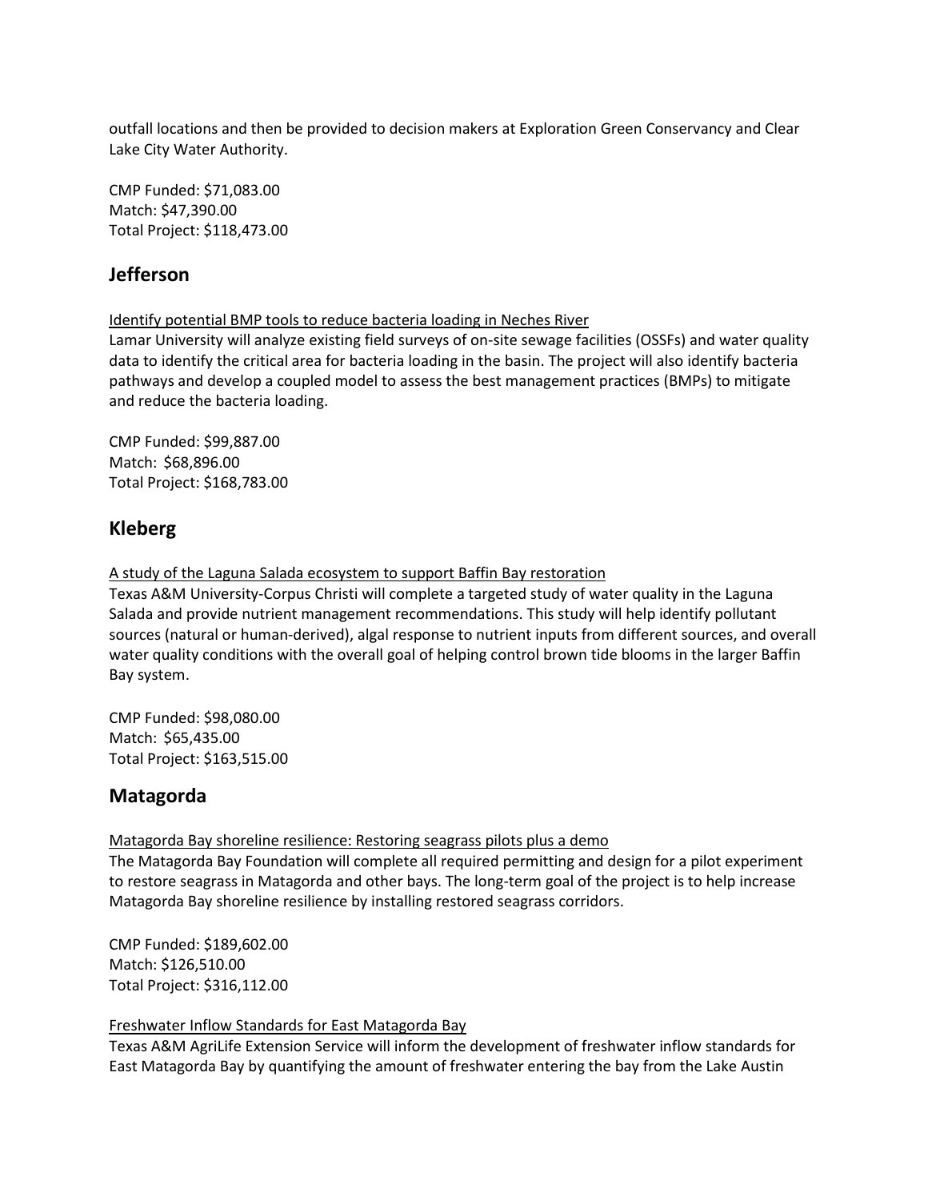outfall locations and then be provided to decision makers at Exploration Green Conservancy and Clear Lake City Water Authority.

CMP Funded: $71,083.00  
Match: $47,390.00  
Total Project: $118,473.00

## Jefferson

<u>Identify potential BMP tools to reduce bacteria loading in Neches River</u>  
Lamar University will analyze existing field surveys of on-site sewage facilities (OSSFs) and water quality data to identify the critical area for bacteria loading in the basin. The project will also identify bacteria pathways and develop a coupled model to assess the best management practices (BMPs) to mitigate and reduce the bacteria loading.

CMP Funded: $99,887.00  
Match: $68,896.00  
Total Project: $168,783.00

## Kleberg

<u>A study of the Laguna Salada ecosystem to support Baffin Bay restoration</u>  
Texas A&M University-Corpus Christi will complete a targeted study of water quality in the Laguna Salada and provide nutrient management recommendations. This study will help identify pollutant sources (natural or human-derived), algal response to nutrient inputs from different sources, and overall water quality conditions with the overall goal of helping control brown tide blooms in the larger Baffin Bay system.

CMP Funded: $98,080.00  
Match: $65,435.00  
Total Project: $163,515.00

## Matagorda

<u>Matagorda Bay shoreline resilience: Restoring seagrass pilots plus a demo</u>  
The Matagorda Bay Foundation will complete all required permitting and design for a pilot experiment to restore seagrass in Matagorda and other bays. The long-term goal of the project is to help increase Matagorda Bay shoreline resilience by installing restored seagrass corridors.

CMP Funded: $189,602.00  
Match: $126,510.00  
Total Project: $316,112.00

<u>Freshwater Inflow Standards for East Matagorda Bay</u>  
Texas A&M AgriLife Extension Service will inform the development of freshwater inflow standards for East Matagorda Bay by quantifying the amount of freshwater entering the bay from the Lake Austin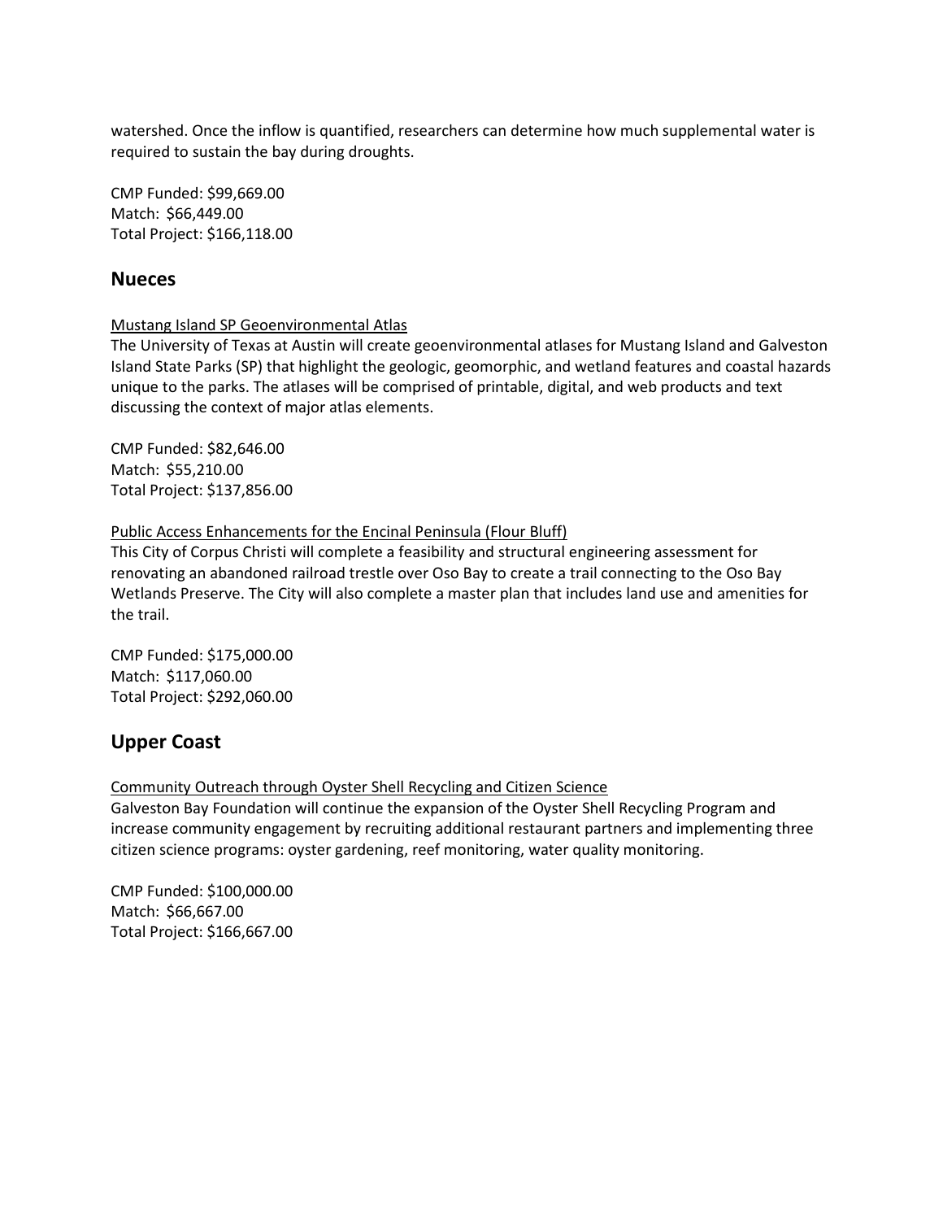watershed. Once the inflow is quantified, researchers can determine how much supplemental water is required to sustain the bay during droughts.

CMP Funded: $99,669.00
Match: $66,449.00
Total Project: $166,118.00

## Nueces

<u>Mustang Island SP Geoenvironmental Atlas</u>
The University of Texas at Austin will create geoenvironmental atlases for Mustang Island and Galveston Island State Parks (SP) that highlight the geologic, geomorphic, and wetland features and coastal hazards unique to the parks. The atlases will be comprised of printable, digital, and web products and text discussing the context of major atlas elements.

CMP Funded: $82,646.00
Match: $55,210.00
Total Project: $137,856.00

<u>Public Access Enhancements for the Encinal Peninsula (Flour Bluff)</u>
This City of Corpus Christi will complete a feasibility and structural engineering assessment for renovating an abandoned railroad trestle over Oso Bay to create a trail connecting to the Oso Bay Wetlands Preserve. The City will also complete a master plan that includes land use and amenities for the trail.

CMP Funded: $175,000.00
Match: $117,060.00
Total Project: $292,060.00

## Upper Coast

<u>Community Outreach through Oyster Shell Recycling and Citizen Science</u>
Galveston Bay Foundation will continue the expansion of the Oyster Shell Recycling Program and increase community engagement by recruiting additional restaurant partners and implementing three citizen science programs: oyster gardening, reef monitoring, water quality monitoring.

CMP Funded: $100,000.00
Match: $66,667.00
Total Project: $166,667.00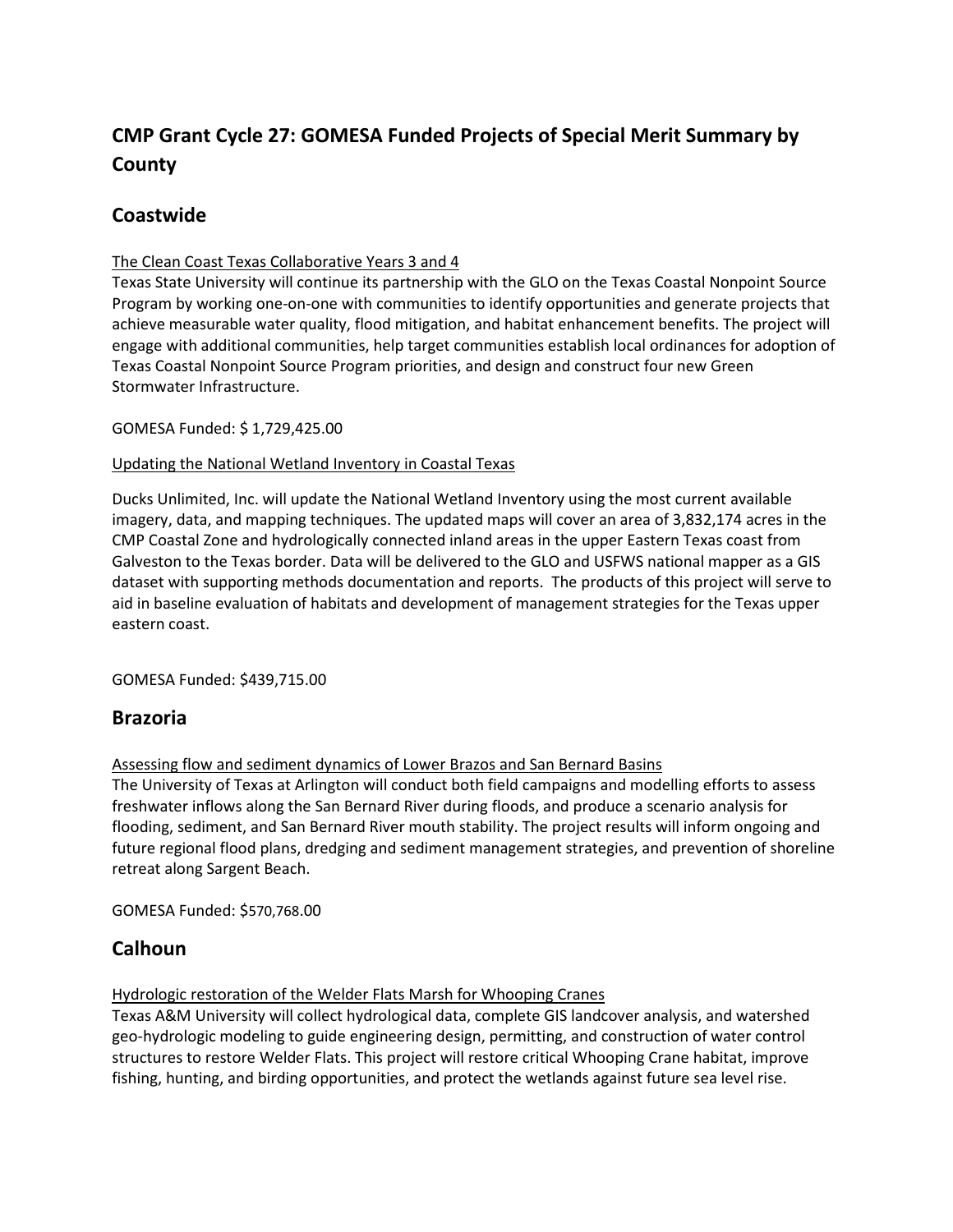# CMP Grant Cycle 27: GOMESA Funded Projects of Special Merit Summary by County

## Coastwide

<u>The Clean Coast Texas Collaborative Years 3 and 4</u>

Texas State University will continue its partnership with the GLO on the Texas Coastal Nonpoint Source Program by working one-on-one with communities to identify opportunities and generate projects that achieve measurable water quality, flood mitigation, and habitat enhancement benefits. The project will engage with additional communities, help target communities establish local ordinances for adoption of Texas Coastal Nonpoint Source Program priorities, and design and construct four new Green Stormwater Infrastructure.

GOMESA Funded: $ 1,729,425.00

<u>Updating the National Wetland Inventory in Coastal Texas</u>

Ducks Unlimited, Inc. will update the National Wetland Inventory using the most current available imagery, data, and mapping techniques. The updated maps will cover an area of 3,832,174 acres in the CMP Coastal Zone and hydrologically connected inland areas in the upper Eastern Texas coast from Galveston to the Texas border. Data will be delivered to the GLO and USFWS national mapper as a GIS dataset with supporting methods documentation and reports. The products of this project will serve to aid in baseline evaluation of habitats and development of management strategies for the Texas upper eastern coast.

GOMESA Funded: $439,715.00

## Brazoria

<u>Assessing flow and sediment dynamics of Lower Brazos and San Bernard Basins</u>

The University of Texas at Arlington will conduct both field campaigns and modelling efforts to assess freshwater inflows along the San Bernard River during floods, and produce a scenario analysis for flooding, sediment, and San Bernard River mouth stability. The project results will inform ongoing and future regional flood plans, dredging and sediment management strategies, and prevention of shoreline retreat along Sargent Beach.

GOMESA Funded: $570,768.00

## Calhoun

<u>Hydrologic restoration of the Welder Flats Marsh for Whooping Cranes</u>

Texas A&M University will collect hydrological data, complete GIS landcover analysis, and watershed geo-hydrologic modeling to guide engineering design, permitting, and construction of water control structures to restore Welder Flats. This project will restore critical Whooping Crane habitat, improve fishing, hunting, and birding opportunities, and protect the wetlands against future sea level rise.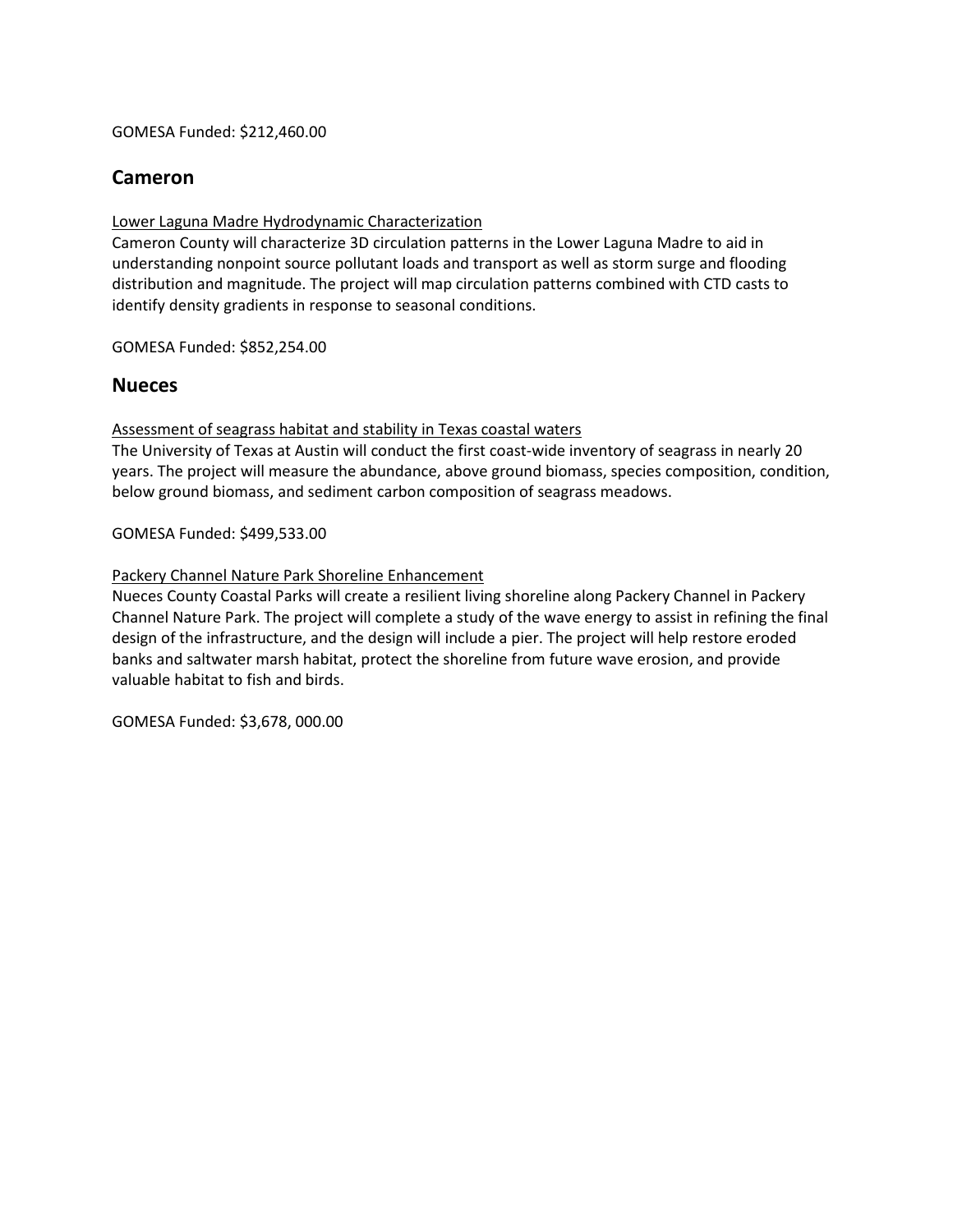GOMESA Funded: $212,460.00

## Cameron

Lower Laguna Madre Hydrodynamic Characterization

Cameron County will characterize 3D circulation patterns in the Lower Laguna Madre to aid in understanding nonpoint source pollutant loads and transport as well as storm surge and flooding distribution and magnitude. The project will map circulation patterns combined with CTD casts to identify density gradients in response to seasonal conditions.

GOMESA Funded: $852,254.00

## Nueces

Assessment of seagrass habitat and stability in Texas coastal waters

The University of Texas at Austin will conduct the first coast-wide inventory of seagrass in nearly 20 years. The project will measure the abundance, above ground biomass, species composition, condition, below ground biomass, and sediment carbon composition of seagrass meadows.

GOMESA Funded: $499,533.00

Packery Channel Nature Park Shoreline Enhancement

Nueces County Coastal Parks will create a resilient living shoreline along Packery Channel in Packery Channel Nature Park. The project will complete a study of the wave energy to assist in refining the final design of the infrastructure, and the design will include a pier. The project will help restore eroded banks and saltwater marsh habitat, protect the shoreline from future wave erosion, and provide valuable habitat to fish and birds.

GOMESA Funded: $3,678, 000.00